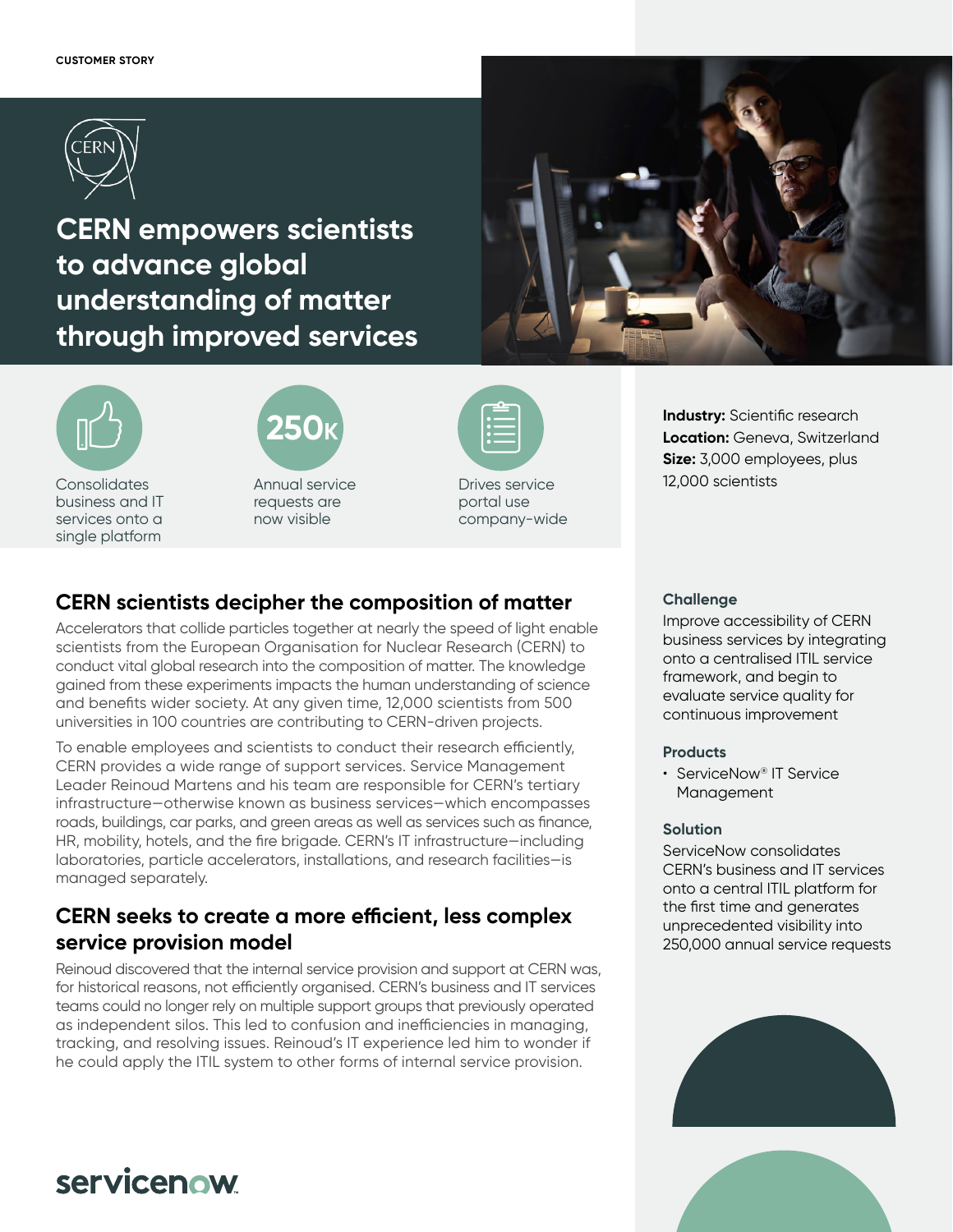CUSTOMER STORY

# CERN empowers scientists to advance global understanding of matter through improved services

Consolidates business and IT services onto a single platform

**250K** Annual service requests are now visible

Drives service portal use company-wide

**Industry:** Scientific research
**Location:** Geneva, Switzerland
**Size:** 3,000 employees, plus 12,000 scientists

## CERN scientists decipher the composition of matter

Accelerators that collide particles together at nearly the speed of light enable scientists from the European Organisation for Nuclear Research (CERN) to conduct vital global research into the composition of matter. The knowledge gained from these experiments impacts the human understanding of science and benefits wider society. At any given time, 12,000 scientists from 500 universities in 100 countries are contributing to CERN-driven projects.

To enable employees and scientists to conduct their research efficiently, CERN provides a wide range of support services. Service Management Leader Reinoud Martens and his team are responsible for CERN's tertiary infrastructure—otherwise known as business services—which encompasses roads, buildings, car parks, and green areas as well as services such as finance, HR, mobility, hotels, and the fire brigade. CERN's IT infrastructure—including laboratories, particle accelerators, installations, and research facilities—is managed separately.

## CERN seeks to create a more efficient, less complex service provision model

Reinoud discovered that the internal service provision and support at CERN was, for historical reasons, not efficiently organised. CERN's business and IT services teams could no longer rely on multiple support groups that previously operated as independent silos. This led to confusion and inefficiencies in managing, tracking, and resolving issues. Reinoud's IT experience led him to wonder if he could apply the ITIL system to other forms of internal service provision.

### Challenge

Improve accessibility of CERN business services by integrating onto a centralised ITIL service framework, and begin to evaluate service quality for continuous improvement

### Products

- ServiceNow® IT Service Management

### Solution

ServiceNow consolidates CERN's business and IT services onto a central ITIL platform for the first time and generates unprecedented visibility into 250,000 annual service requests

servicenow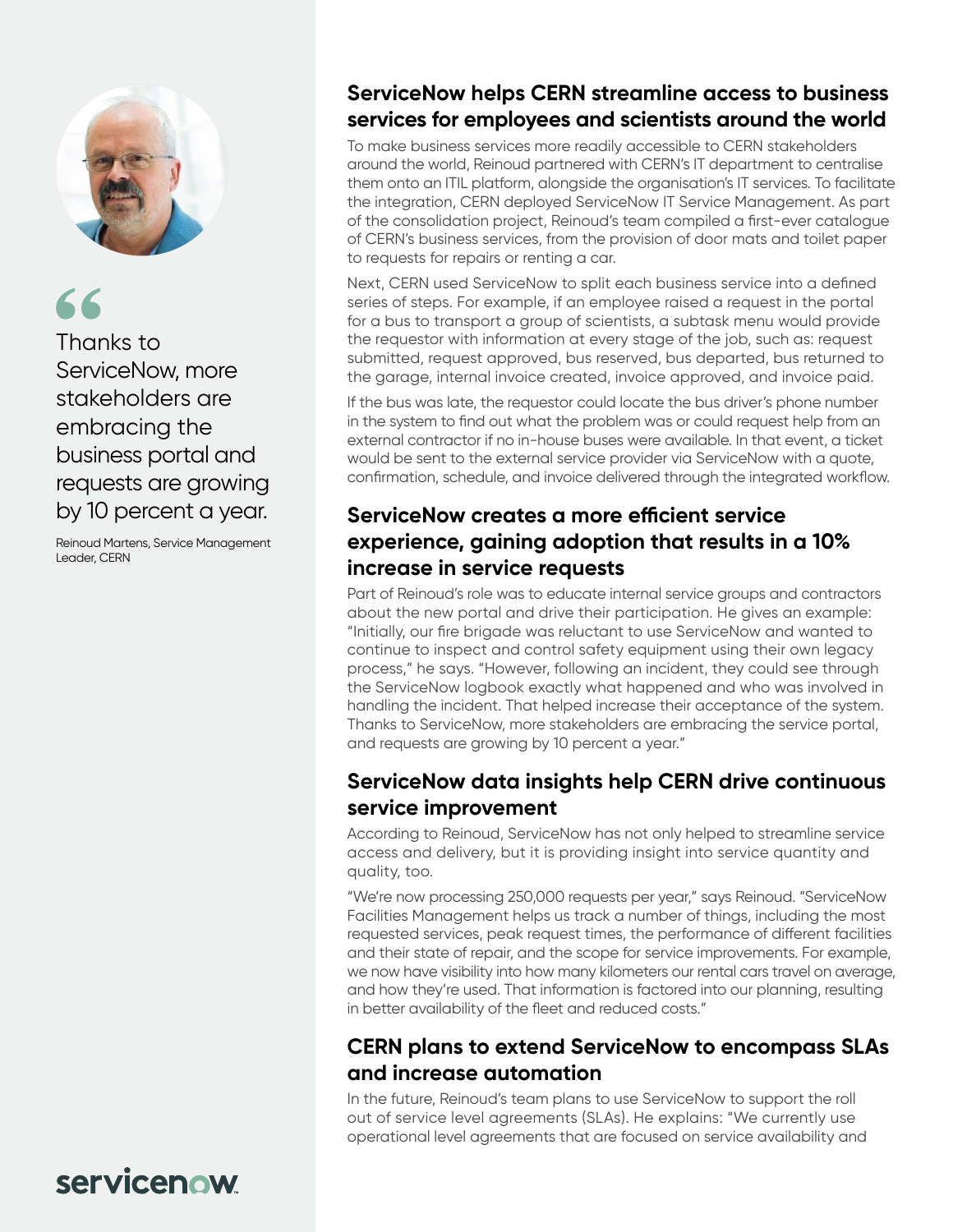> Thanks to ServiceNow, more stakeholders are embracing the business portal and requests are growing by 10 percent a year.
>
> Reinoud Martens, Service Management Leader, CERN

## ServiceNow helps CERN streamline access to business services for employees and scientists around the world

To make business services more readily accessible to CERN stakeholders around the world, Reinoud partnered with CERN's IT department to centralise them onto an ITIL platform, alongside the organisation's IT services. To facilitate the integration, CERN deployed ServiceNow IT Service Management. As part of the consolidation project, Reinoud's team compiled a first-ever catalogue of CERN's business services, from the provision of door mats and toilet paper to requests for repairs or renting a car.

Next, CERN used ServiceNow to split each business service into a defined series of steps. For example, if an employee raised a request in the portal for a bus to transport a group of scientists, a subtask menu would provide the requestor with information at every stage of the job, such as: request submitted, request approved, bus reserved, bus departed, bus returned to the garage, internal invoice created, invoice approved, and invoice paid.

If the bus was late, the requestor could locate the bus driver's phone number in the system to find out what the problem was or could request help from an external contractor if no in-house buses were available. In that event, a ticket would be sent to the external service provider via ServiceNow with a quote, confirmation, schedule, and invoice delivered through the integrated workflow.

## ServiceNow creates a more efficient service experience, gaining adoption that results in a 10% increase in service requests

Part of Reinoud's role was to educate internal service groups and contractors about the new portal and drive their participation. He gives an example: "Initially, our fire brigade was reluctant to use ServiceNow and wanted to continue to inspect and control safety equipment using their own legacy process," he says. "However, following an incident, they could see through the ServiceNow logbook exactly what happened and who was involved in handling the incident. That helped increase their acceptance of the system. Thanks to ServiceNow, more stakeholders are embracing the service portal, and requests are growing by 10 percent a year."

## ServiceNow data insights help CERN drive continuous service improvement

According to Reinoud, ServiceNow has not only helped to streamline service access and delivery, but it is providing insight into service quantity and quality, too.

"We're now processing 250,000 requests per year," says Reinoud. "ServiceNow Facilities Management helps us track a number of things, including the most requested services, peak request times, the performance of different facilities and their state of repair, and the scope for service improvements. For example, we now have visibility into how many kilometers our rental cars travel on average, and how they're used. That information is factored into our planning, resulting in better availability of the fleet and reduced costs."

## CERN plans to extend ServiceNow to encompass SLAs and increase automation

In the future, Reinoud's team plans to use ServiceNow to support the roll out of service level agreements (SLAs). He explains: "We currently use operational level agreements that are focused on service availability and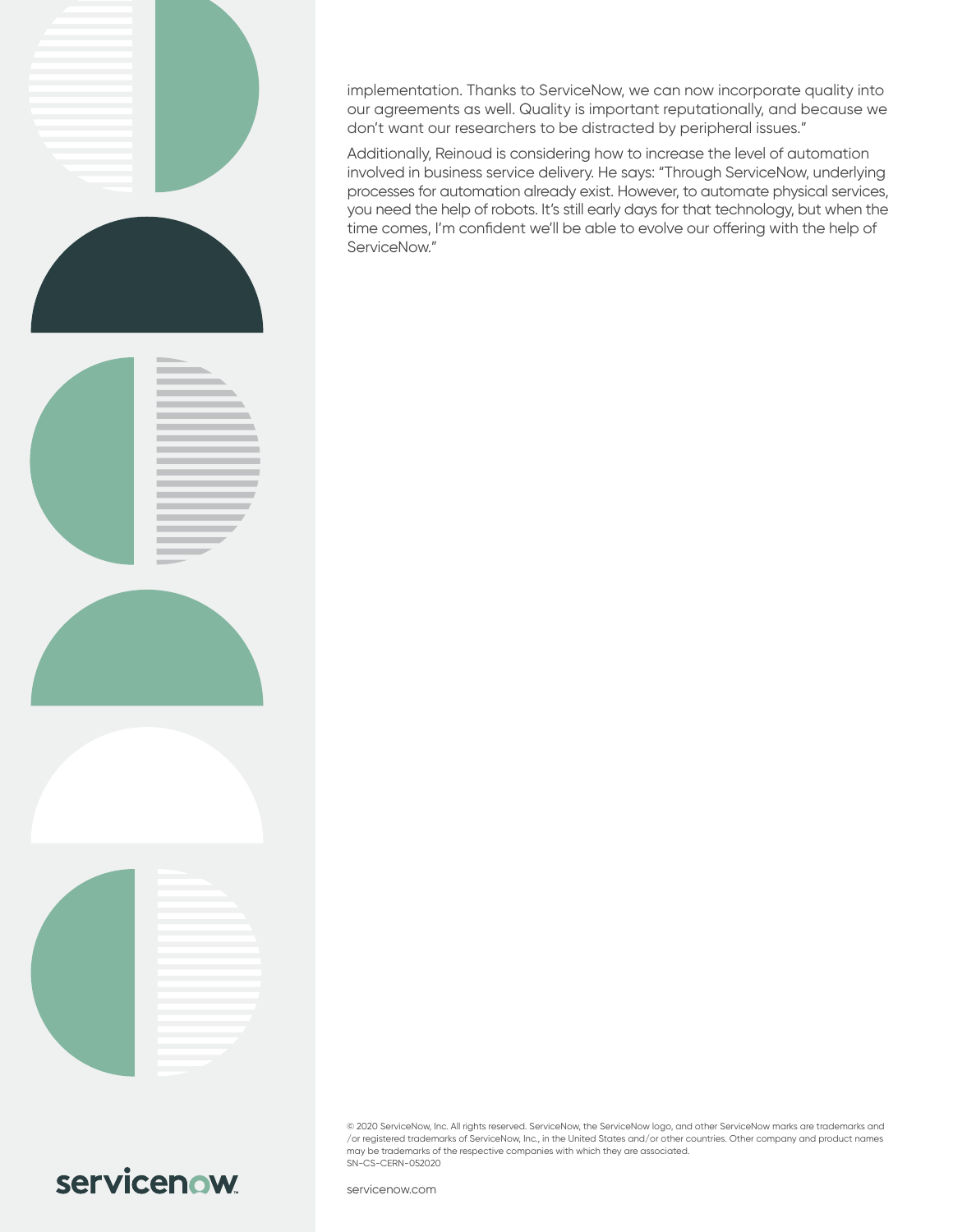implementation. Thanks to ServiceNow, we can now incorporate quality into our agreements as well. Quality is important reputationally, and because we don't want our researchers to be distracted by peripheral issues."

Additionally, Reinoud is considering how to increase the level of automation involved in business service delivery. He says: "Through ServiceNow, underlying processes for automation already exist. However, to automate physical services, you need the help of robots. It's still early days for that technology, but when the time comes, I'm confident we'll be able to evolve our offering with the help of ServiceNow."

© 2020 ServiceNow, Inc. All rights reserved. ServiceNow, the ServiceNow logo, and other ServiceNow marks are trademarks and /or registered trademarks of ServiceNow, Inc., in the United States and/or other countries. Other company and product names may be trademarks of the respective companies with which they are associated.
SN-CS-CERN-052020

servicenow.com